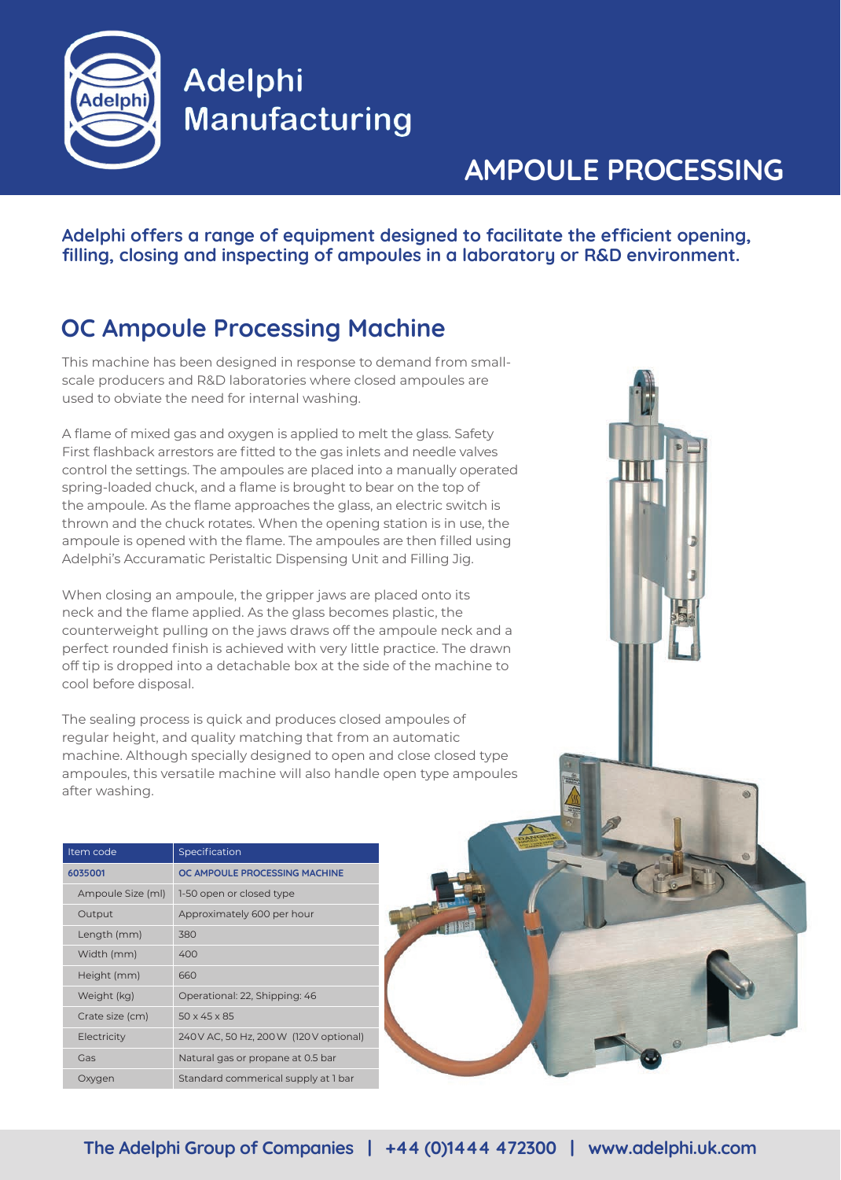# Adelphi Manufacturing

## AMPOULE PROCESSING

**Adelphi offers a range of equipment designed to facilitate the efficient opening, filling, closing and inspecting of ampoules in a laboratory or R&D environment.**

## OC Ampoule Processing Machine

This machine has been designed in response to demand from small-scale producers and R&D laboratories where closed ampoules are used to obviate the need for internal washing.

A flame of mixed gas and oxygen is applied to melt the glass. Safety First flashback arrestors are fitted to the gas inlets and needle valves control the settings. The ampoules are placed into a manually operated spring-loaded chuck, and a flame is brought to bear on the top of the ampoule. As the flame approaches the glass, an electric switch is thrown and the chuck rotates. When the opening station is in use, the ampoule is opened with the flame. The ampoules are then filled using Adelphi's Accuramatic Peristaltic Dispensing Unit and Filling Jig.

When closing an ampoule, the gripper jaws are placed onto its neck and the flame applied. As the glass becomes plastic, the counterweight pulling on the jaws draws off the ampoule neck and a perfect rounded finish is achieved with very little practice. The drawn off tip is dropped into a detachable box at the side of the machine to cool before disposal.

The sealing process is quick and produces closed ampoules of regular height, and quality matching that from an automatic machine. Although specially designed to open and close closed type ampoules, this versatile machine will also handle open type ampoules after washing.

| Item code | Specification |
|---|---|
| 6035001 | OC AMPOULE PROCESSING MACHINE |
| Ampoule Size (ml) | 1-50 open or closed type |
| Output | Approximately 600 per hour |
| Length (mm) | 380 |
| Width (mm) | 400 |
| Height (mm) | 660 |
| Weight (kg) | Operational: 22, Shipping: 46 |
| Crate size (cm) | 50 x 45 x 85 |
| Electricity | 240V AC, 50 Hz, 200W (120V optional) |
| Gas | Natural gas or propane at 0.5 bar |
| Oxygen | Standard commerical supply at 1 bar |

The Adelphi Group of Companies | +44 (0)1444 472300 | www.adelphi.uk.com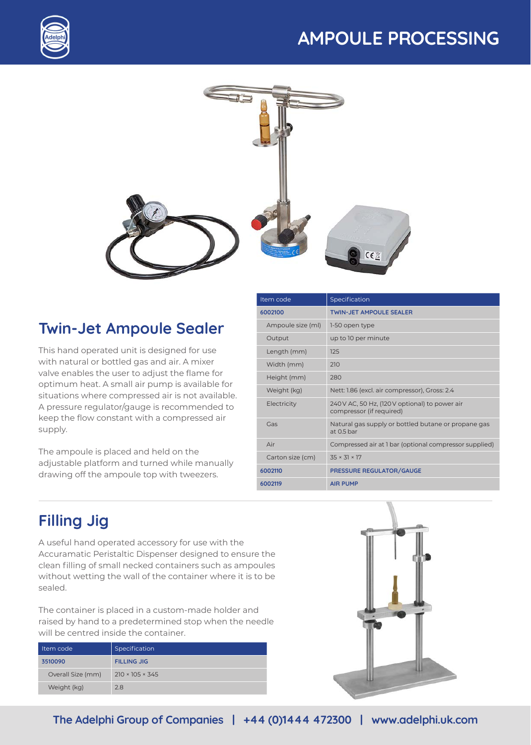# AMPOULE PROCESSING

## Twin-Jet Ampoule Sealer

This hand operated unit is designed for use with natural or bottled gas and air. A mixer valve enables the user to adjust the flame for optimum heat. A small air pump is available for situations where compressed air is not available. A pressure regulator/gauge is recommended to keep the flow constant with a compressed air supply.

The ampoule is placed and held on the adjustable platform and turned while manually drawing off the ampoule top with tweezers.

| Item code | Specification |
|---|---|
| **6002100** | **TWIN-JET AMPOULE SEALER** |
| Ampoule size (ml) | 1-50 open type |
| Output | up to 10 per minute |
| Length (mm) | 125 |
| Width (mm) | 210 |
| Height (mm) | 280 |
| Weight (kg) | Nett: 1.86 (excl. air compressor), Gross: 2.4 |
| Electricity | 240 V AC, 50 Hz, (120 V optional) to power air compressor (if required) |
| Gas | Natural gas supply or bottled butane or propane gas at 0.5 bar |
| Air | Compressed air at 1 bar (optional compressor supplied) |
| Carton size (cm) | 35 × 31 × 17 |
| **6002110** | **PRESSURE REGULATOR/GAUGE** |
| **6002119** | **AIR PUMP** |

## Filling Jig

A useful hand operated accessory for use with the Accuramatic Peristaltic Dispenser designed to ensure the clean filling of small necked containers such as ampoules without wetting the wall of the container where it is to be sealed.

The container is placed in a custom-made holder and raised by hand to a predetermined stop when the needle will be centred inside the container.

| Item code | Specification |
|---|---|
| **3510090** | **FILLING JIG** |
| Overall Size (mm) | 210 × 105 × 345 |
| Weight (kg) | 2.8 |

The Adelphi Group of Companies | +44 (0)1444 472300 | www.adelphi.uk.com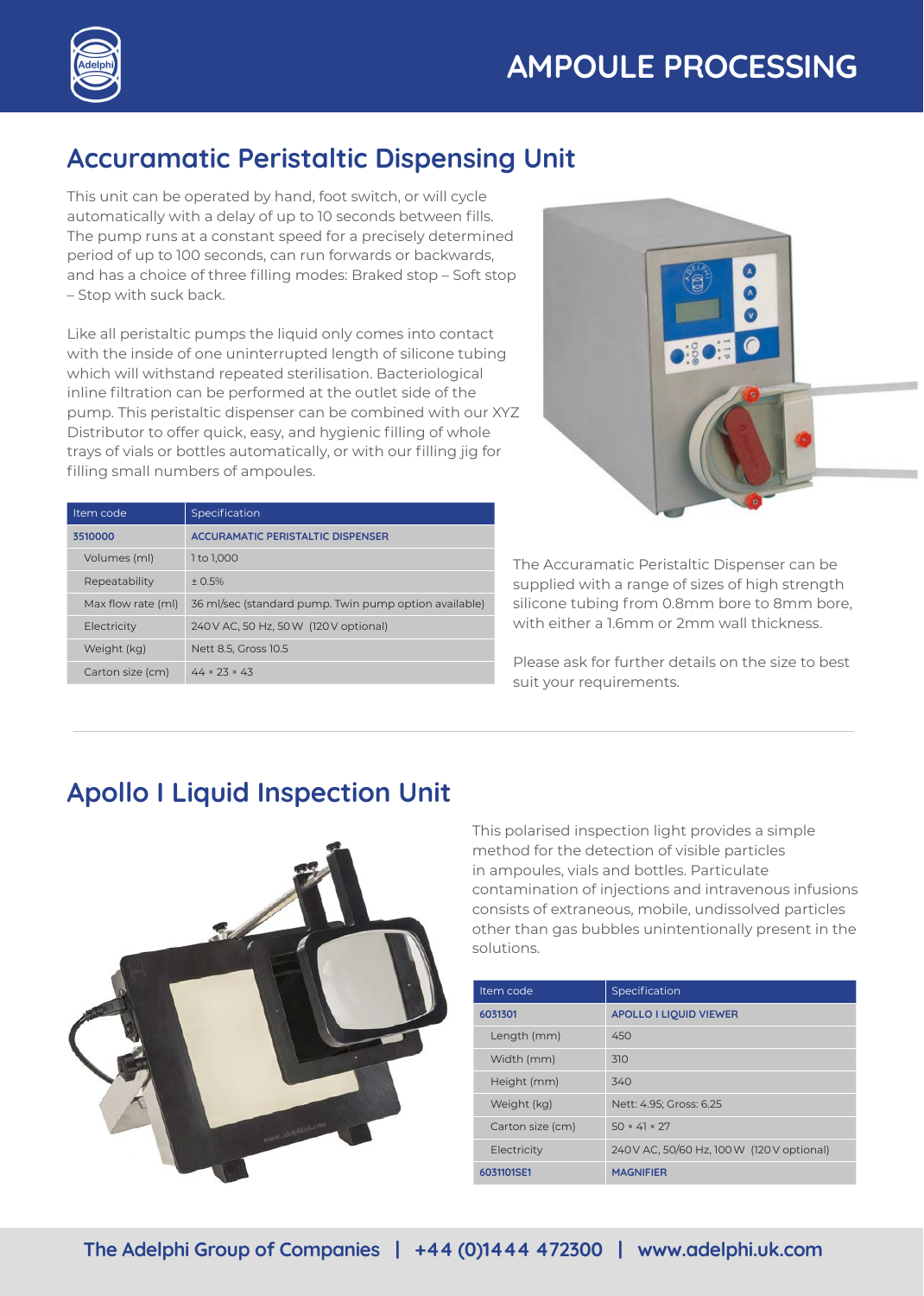# AMPOULE PROCESSING

## Accuramatic Peristaltic Dispensing Unit

This unit can be operated by hand, foot switch, or will cycle automatically with a delay of up to 10 seconds between fills. The pump runs at a constant speed for a precisely determined period of up to 100 seconds, can run forwards or backwards, and has a choice of three filling modes: Braked stop – Soft stop – Stop with suck back.

Like all peristaltic pumps the liquid only comes into contact with the inside of one uninterrupted length of silicone tubing which will withstand repeated sterilisation. Bacteriological inline filtration can be performed at the outlet side of the pump. This peristaltic dispenser can be combined with our XYZ Distributor to offer quick, easy, and hygienic filling of whole trays of vials or bottles automatically, or with our filling jig for filling small numbers of ampoules.

| Item code | Specification |
|---|---|
| 3510000 | ACCURAMATIC PERISTALTIC DISPENSER |
| Volumes (ml) | 1 to 1,000 |
| Repeatability | ± 0.5% |
| Max flow rate (ml) | 36 ml/sec (standard pump. Twin pump option available) |
| Electricity | 240 V AC, 50 Hz, 50 W (120 V optional) |
| Weight (kg) | Nett 8.5, Gross 10.5 |
| Carton size (cm) | 44 × 23 × 43 |

The Accuramatic Peristaltic Dispenser can be supplied with a range of sizes of high strength silicone tubing from 0.8mm bore to 8mm bore, with either a 1.6mm or 2mm wall thickness.

Please ask for further details on the size to best suit your requirements.

## Apollo I Liquid Inspection Unit

This polarised inspection light provides a simple method for the detection of visible particles in ampoules, vials and bottles. Particulate contamination of injections and intravenous infusions consists of extraneous, mobile, undissolved particles other than gas bubbles unintentionally present in the solutions.

| Item code | Specification |
|---|---|
| 6031301 | APOLLO I LIQUID VIEWER |
| Length (mm) | 450 |
| Width (mm) | 310 |
| Height (mm) | 340 |
| Weight (kg) | Nett: 4.95; Gross: 6.25 |
| Carton size (cm) | 50 × 41 × 27 |
| Electricity | 240 V AC, 50/60 Hz, 100 W (120 V optional) |
| 6031101SE1 | MAGNIFIER |

The Adelphi Group of Companies | +44 (0)1444 472300 | www.adelphi.uk.com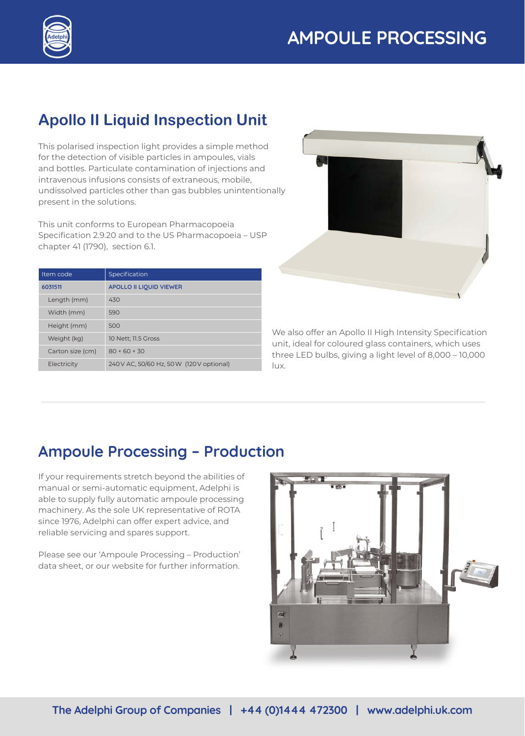# AMPOULE PROCESSING

## Apollo II Liquid Inspection Unit

This polarised inspection light provides a simple method for the detection of visible particles in ampoules, vials and bottles. Particulate contamination of injections and intravenous infusions consists of extraneous, mobile, undissolved particles other than gas bubbles unintentionally present in the solutions.

This unit conforms to European Pharmacopoeia Specification 2.9.20 and to the US Pharmacopoeia – USP chapter 41 (1790), section 6.1.

| Item code | Specification |
|---|---|
| **6031511** | **APOLLO II LIQUID VIEWER** |
| Length (mm) | 430 |
| Width (mm) | 590 |
| Height (mm) | 500 |
| Weight (kg) | 10 Nett; 11.5 Gross |
| Carton size (cm) | 80 × 60 × 30 |
| Electricity | 240 V AC, 50/60 Hz, 50 W (120 V optional) |

We also offer an Apollo II High Intensity Specification unit, ideal for coloured glass containers, which uses three LED bulbs, giving a light level of 8,000 – 10,000 lux.

## Ampoule Processing – Production

If your requirements stretch beyond the abilities of manual or semi-automatic equipment, Adelphi is able to supply fully automatic ampoule processing machinery. As the sole UK representative of ROTA since 1976, Adelphi can offer expert advice, and reliable servicing and spares support.

Please see our 'Ampoule Processing – Production' data sheet, or our website for further information.

**The Adelphi Group of Companies | +44 (0)1444 472300 | www.adelphi.uk.com**